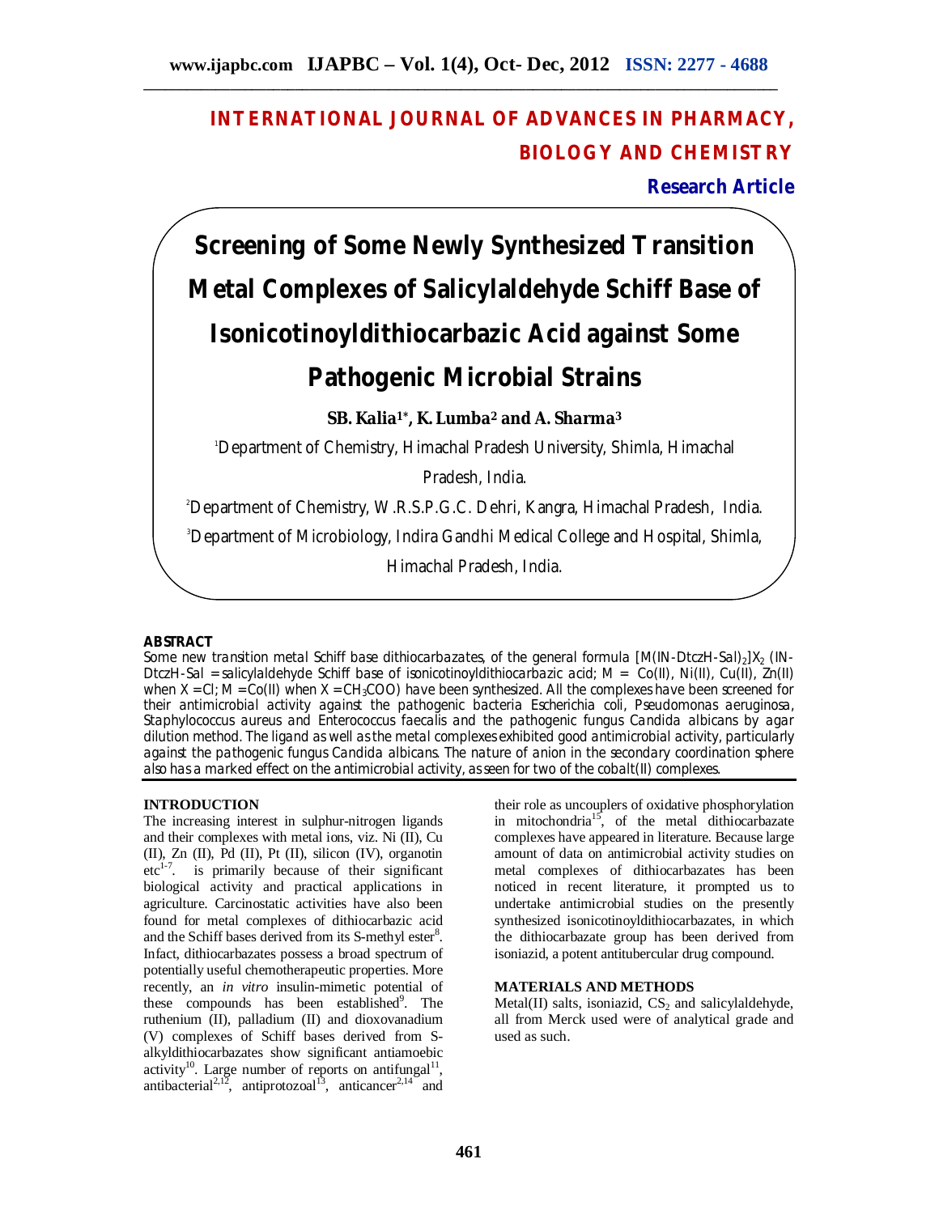# INTERNATIONAL JOURNAL OF ADVANCES IN PHARMACY, BIOLOGY AND CHEMISTRY

**Research Article**

# Screening of Some Newly Synthesized Transition Metal Complexes of Salicylaldehyde Schiff Base of Isonicotinoyldithiocarbazic Acid against Some Pathogenic Microbial Strains

**SB. Kalia[1]\*, K. Lumba[2] and A. Sharma[3]**

[1]Department of Chemistry, Himachal Pradesh University, Shimla, Himachal Pradesh, India.

[2]Department of Chemistry, W.R.S.P.G.C. Dehri, Kangra, Himachal Pradesh, India.

[3]Department of Microbiology, Indira Gandhi Medical College and Hospital, Shimla, Himachal Pradesh, India.

## ABSTRACT

Some new transition metal Schiff base dithiocarbazates, of the general formula $[M(IN\text{-}DtczH\text{-}Sal)_2]X_2$ (IN-DtczH-Sal = salicylaldehyde Schiff base of isonicotinoyldithiocarbazic acid; M = Co(II), Ni(II), Cu(II), Zn(II) when X = Cl; M = Co(II) when X = $CH_3COO$) have been synthesized. All the complexes have been screened for their antimicrobial activity against the pathogenic bacteria *Escherichia coli*, *Pseudomonas aeruginosa*, *Staphylococcus aureus* and *Enterococcus faecalis* and the pathogenic fungus *Candida albicans* by agar dilution method. The ligand as well as the metal complexes exhibited good antimicrobial activity, particularly against the pathogenic fungus *Candida albicans*. The nature of anion in the secondary coordination sphere also has a marked effect on the antimicrobial activity, as seen for two of the cobalt(II) complexes.

## INTRODUCTION

The increasing interest in sulphur-nitrogen ligands and their complexes with metal ions, viz. Ni (II), Cu (II), Zn (II), Pd (II), Pt (II), silicon (IV), organotin etc[1-7]. is primarily because of their significant biological activity and practical applications in agriculture. Carcinostatic activities have also been found for metal complexes of dithiocarbazic acid and the Schiff bases derived from its S-methyl ester[8]. Infact, dithiocarbazates possess a broad spectrum of potentially useful chemotherapeutic properties. More recently, an *in vitro* insulin-mimetic potential of these compounds has been established[9]. The ruthenium (II), palladium (II) and dioxovanadium (V) complexes of Schiff bases derived from S-alkyldithiocarbazates show significant antiamoebic activity[10]. Large number of reports on antifungal[11], antibacterial[2,12], antiprotozoal[13], anticancer[2,14] and their role as uncouplers of oxidative phosphorylation in mitochondria[15], of the metal dithiocarbazate complexes have appeared in literature. Because large amount of data on antimicrobial activity studies on metal complexes of dithiocarbazates has been noticed in recent literature, it prompted us to undertake antimicrobial studies on the presently synthesized isonicotinoyldithiocarbazates, in which the dithiocarbazate group has been derived from isoniazid, a potent antitubercular drug compound.

## MATERIALS AND METHODS

Metal(II) salts, isoniazid, $CS_2$ and salicylaldehyde, all from Merck used were of analytical grade and used as such.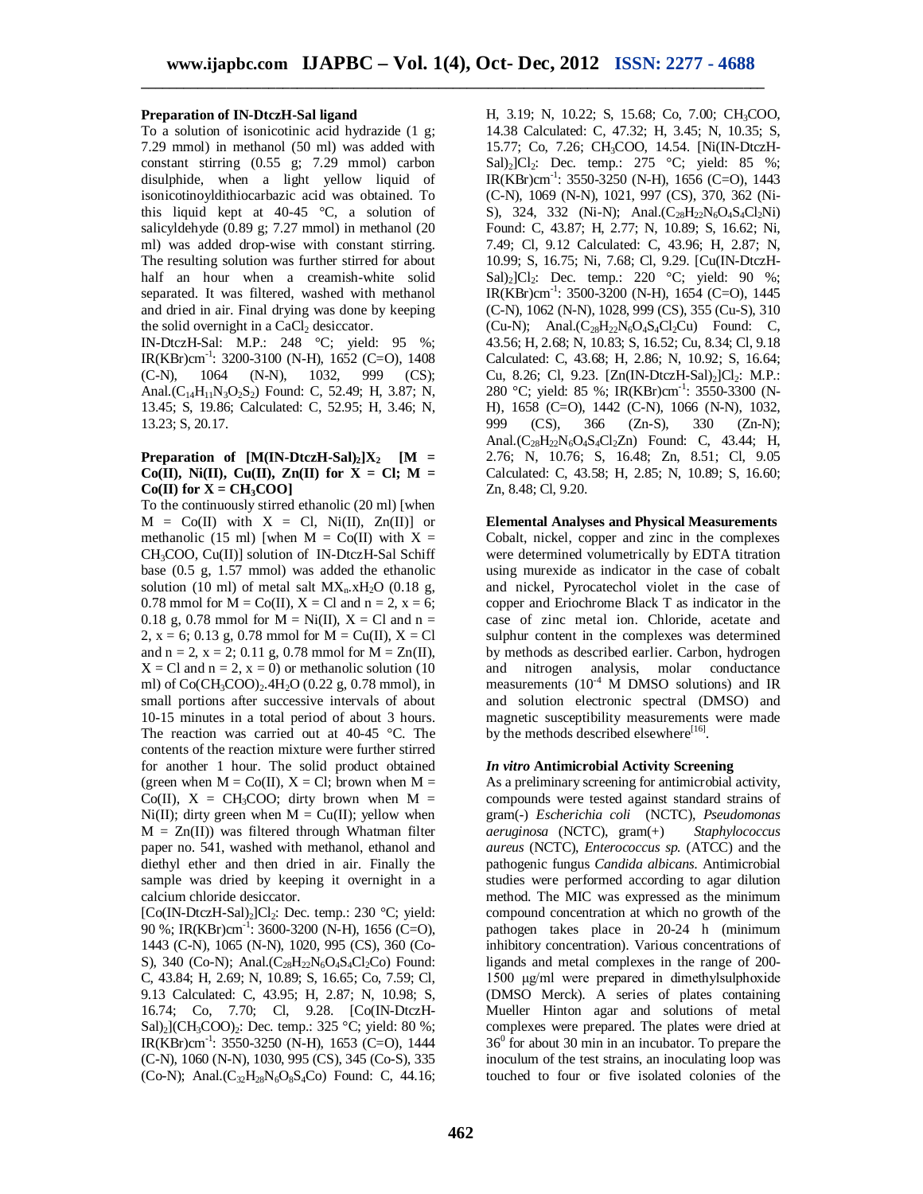### Preparation of IN-DtczH-Sal ligand

To a solution of isonicotinic acid hydrazide (1 g; 7.29 mmol) in methanol (50 ml) was added with constant stirring (0.55 g; 7.29 mmol) carbon disulphide, when a light yellow liquid of isonicotinoyldithiocarbazic acid was obtained. To this liquid kept at 40-45 °C, a solution of salicyldehyde (0.89 g; 7.27 mmol) in methanol (20 ml) was added drop-wise with constant stirring. The resulting solution was further stirred for about half an hour when a creamish-white solid separated. It was filtered, washed with methanol and dried in air. Final drying was done by keeping the solid overnight in a $CaCl_2$ desiccator.

IN-DtczH-Sal: M.P.: 248 °C; yield: 95 %; IR(KBr)$cm^{-1}$: 3200-3100 (N-H), 1652 (C=O), 1408 (C-N), 1064 (N-N), 1032, 999 (CS); Anal.($C_{14}H_{11}N_3O_2S_2$) Found: C, 52.49; H, 3.87; N, 13.45; S, 19.86; Calculated: C, 52.95; H, 3.46; N, 13.23; S, 20.17.

### Preparation of $[M(IN\text{-}DtczH\text{-}Sal)_2]X_2$ [M = Co(II), Ni(II), Cu(II), Zn(II) for X = Cl; M = Co(II) for X = $CH_3COO$]

To the continuously stirred ethanolic (20 ml) [when M = Co(II) with X = Cl, Ni(II), Zn(II)] or methanolic (15 ml) [when M = Co(II) with X = $CH_3COO$, Cu(II)] solution of IN-DtczH-Sal Schiff base (0.5 g, 1.57 mmol) was added the ethanolic solution (10 ml) of metal salt $MX_n.xH_2O$ (0.18 g, 0.78 mmol for M = Co(II), X = Cl and n = 2, x = 6; 0.18 g, 0.78 mmol for M = Ni(II), X = Cl and n = 2, x = 6; 0.13 g, 0.78 mmol for M = Cu(II), X = Cl and n = 2, x = 2; 0.11 g, 0.78 mmol for M = Zn(II), X = Cl and n = 2, x = 0) or methanolic solution (10 ml) of $Co(CH_3COO)_2.4H_2O$ (0.22 g, 0.78 mmol), in small portions after successive intervals of about 10-15 minutes in a total period of about 3 hours. The reaction was carried out at 40-45 °C. The contents of the reaction mixture were further stirred for another 1 hour. The solid product obtained (green when M = Co(II), X = Cl; brown when M = Co(II), X = $CH_3COO$; dirty brown when M = Ni(II); dirty green when M = Cu(II); yellow when M = Zn(II)) was filtered through Whatman filter paper no. 541, washed with methanol, ethanol and diethyl ether and then dried in air. Finally the sample was dried by keeping it overnight in a calcium chloride desiccator.

$[Co(IN\text{-}DtczH\text{-}Sal)_2]Cl_2$: Dec. temp.: 230 °C; yield: 90 %; IR(KBr)$cm^{-1}$: 3600-3200 (N-H), 1656 (C=O), 1443 (C-N), 1065 (N-N), 1020, 995 (CS), 360 (Co-S), 340 (Co-N); Anal.($C_{28}H_{22}N_6O_4S_4Cl_2Co$) Found: C, 43.84; H, 2.69; N, 10.89; S, 16.65; Co, 7.59; Cl, 9.13 Calculated: C, 43.95; H, 2.87; N, 10.98; S, 16.74; Co, 7.70; Cl, 9.28. $[Co(IN\text{-}DtczH\text{-}Sal)_2](CH_3COO)_2$: Dec. temp.: 325 °C; yield: 80 %; IR(KBr)$cm^{-1}$: 3550-3250 (N-H), 1653 (C=O), 1444 (C-N), 1060 (N-N), 1030, 995 (CS), 345 (Co-S), 335 (Co-N); Anal.($C_{32}H_{28}N_6O_8S_4Co$) Found: C, 44.16; H, 3.19; N, 10.22; S, 15.68; Co, 7.00; $CH_3COO$, 14.38 Calculated: C, 47.32; H, 3.45; N, 10.35; S, 15.77; Co, 7.26; $CH_3COO$, 14.54. $[Ni(IN\text{-}DtczH\text{-}Sal)_2]Cl_2$: Dec. temp.: 275 °C; yield: 85 %; IR(KBr)$cm^{-1}$: 3550-3250 (N-H), 1656 (C=O), 1443 (C-N), 1069 (N-N), 1021, 997 (CS), 370, 362 (Ni-S), 324, 332 (Ni-N); Anal.($C_{28}H_{22}N_6O_4S_4Cl_2Ni$) Found: C, 43.87; H, 2.77; N, 10.89; S, 16.62; Ni, 7.49; Cl, 9.12 Calculated: C, 43.96; H, 2.87; N, 10.99; S, 16.75; Ni, 7.68; Cl, 9.29. $[Cu(IN\text{-}DtczH\text{-}Sal)_2]Cl_2$: Dec. temp.: 220 °C; yield: 90 %; IR(KBr)$cm^{-1}$: 3500-3200 (N-H), 1654 (C=O), 1445 (C-N), 1062 (N-N), 1028, 999 (CS), 355 (Cu-S), 310 (Cu-N); Anal.($C_{28}H_{22}N_6O_4S_4Cl_2Cu$) Found: C, 43.56; H, 2.68; N, 10.83; S, 16.52; Cu, 8.34; Cl, 9.18 Calculated: C, 43.68; H, 2.86; N, 10.92; S, 16.64; Cu, 8.26; Cl, 9.23. $[Zn(IN\text{-}DtczH\text{-}Sal)_2]Cl_2$: M.P.: 280 °C; yield: 85 %; IR(KBr)$cm^{-1}$: 3550-3300 (N-H), 1658 (C=O), 1442 (C-N), 1066 (N-N), 1032, 999 (CS), 366 (Zn-S), 330 (Zn-N); Anal.($C_{28}H_{22}N_6O_4S_4Cl_2Zn$) Found: C, 43.44; H, 2.76; N, 10.76; S, 16.48; Zn, 8.51; Cl, 9.05 Calculated: C, 43.58; H, 2.85; N, 10.89; S, 16.60; Zn, 8.48; Cl, 9.20.

### Elemental Analyses and Physical Measurements

Cobalt, nickel, copper and zinc in the complexes were determined volumetrically by EDTA titration using murexide as indicator in the case of cobalt and nickel, Pyrocatechol violet in the case of copper and Eriochrome Black T as indicator in the case of zinc metal ion. Chloride, acetate and sulphur content in the complexes was determined by methods as described earlier. Carbon, hydrogen and nitrogen analysis, molar conductance measurements ($10^{-4}$ M DMSO solutions) and IR and solution electronic spectral (DMSO) and magnetic susceptibility measurements were made by the methods described elsewhere[16].

### *In vitro* Antimicrobial Activity Screening

As a preliminary screening for antimicrobial activity, compounds were tested against standard strains of gram(-) *Escherichia coli* (NCTC), *Pseudomonas aeruginosa* (NCTC), gram(+) *Staphylococcus aureus* (NCTC), *Enterococcus sp.* (ATCC) and the pathogenic fungus *Candida albicans.* Antimicrobial studies were performed according to agar dilution method. The MIC was expressed as the minimum compound concentration at which no growth of the pathogen takes place in 20-24 h (minimum inhibitory concentration). Various concentrations of ligands and metal complexes in the range of 200-1500 μg/ml were prepared in dimethylsulphoxide (DMSO Merck). A series of plates containing Mueller Hinton agar and solutions of metal complexes were prepared. The plates were dried at $36^0$ for about 30 min in an incubator. To prepare the inoculum of the test strains, an inoculating loop was touched to four or five isolated colonies of the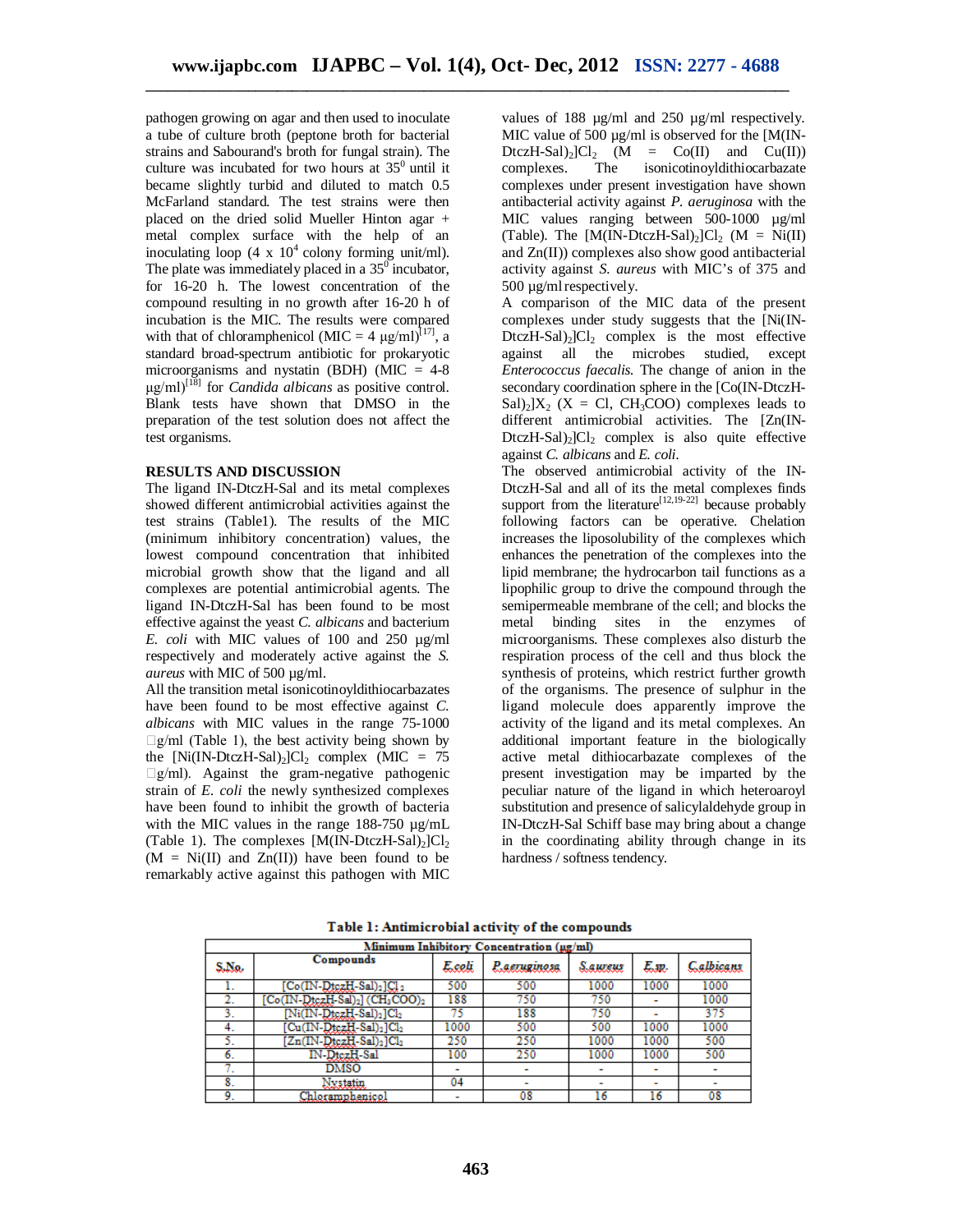pathogen growing on agar and then used to inoculate a tube of culture broth (peptone broth for bacterial strains and Sabourand's broth for fungal strain). The culture was incubated for two hours at $35^0$ until it became slightly turbid and diluted to match 0.5 McFarland standard. The test strains were then placed on the dried solid Mueller Hinton agar + metal complex surface with the help of an inoculating loop ($4 \times 10^4$ colony forming unit/ml). The plate was immediately placed in a $35^0$ incubator, for 16-20 h. The lowest concentration of the compound resulting in no growth after 16-20 h of incubation is the MIC. The results were compared with that of chloramphenicol (MIC = 4 µg/ml)[17], a standard broad-spectrum antibiotic for prokaryotic microorganisms and nystatin (BDH) (MIC = 4-8 µg/ml)[18] for *Candida albicans* as positive control. Blank tests have shown that DMSO in the preparation of the test solution does not affect the test organisms.

## RESULTS AND DISCUSSION

The ligand IN-DtczH-Sal and its metal complexes showed different antimicrobial activities against the test strains (Table1). The results of the MIC (minimum inhibitory concentration) values, the lowest compound concentration that inhibited microbial growth show that the ligand and all complexes are potential antimicrobial agents. The ligand IN-DtczH-Sal has been found to be most effective against the yeast *C. albicans* and bacterium *E. coli* with MIC values of 100 and 250 µg/ml respectively and moderately active against the *S. aureus* with MIC of 500 µg/ml.

All the transition metal isonicotinoyldithiocarbazates have been found to be most effective against *C. albicans* with MIC values in the range 75-1000 g/ml (Table 1), the best activity being shown by the $[Ni(IN\text{-}DtczH\text{-}Sal)_2]Cl_2$ complex (MIC = 75 g/ml). Against the gram-negative pathogenic strain of *E. coli* the newly synthesized complexes have been found to inhibit the growth of bacteria with the MIC values in the range 188-750 µg/mL (Table 1). The complexes $[M(IN\text{-}DtczH\text{-}Sal)_2]Cl_2$ (M = Ni(II) and Zn(II)) have been found to be remarkably active against this pathogen with MIC values of 188 µg/ml and 250 µg/ml respectively. MIC value of 500 µg/ml is observed for the $[M(IN\text{-}DtczH\text{-}Sal)_2]Cl_2$ (M = Co(II) and Cu(II)) complexes. The isonicotinoyldithiocarbazate complexes under present investigation have shown antibacterial activity against *P. aeruginosa* with the MIC values ranging between 500-1000 µg/ml (Table). The $[M(IN\text{-}DtczH\text{-}Sal)_2]Cl_2$ (M = Ni(II) and Zn(II)) complexes also show good antibacterial activity against *S. aureus* with MIC's of 375 and 500 µg/ml respectively.

A comparison of the MIC data of the present complexes under study suggests that the $[Ni(IN\text{-}DtczH\text{-}Sal)_2]Cl_2$ complex is the most effective against all the microbes studied, except *Enterococcus faecalis*. The change of anion in the secondary coordination sphere in the $[Co(IN\text{-}DtczH\text{-}Sal)_2]X_2$ (X = Cl, $CH_3COO$) complexes leads to different antimicrobial activities. The $[Zn(IN\text{-}DtczH\text{-}Sal)_2]Cl_2$ complex is also quite effective against *C. albicans* and *E. coli*.

The observed antimicrobial activity of the IN-DtczH-Sal and all of its the metal complexes finds support from the literature[12,19-22] because probably following factors can be operative. Chelation increases the liposolubility of the complexes which enhances the penetration of the complexes into the lipid membrane; the hydrocarbon tail functions as a lipophilic group to drive the compound through the semipermeable membrane of the cell; and blocks the metal binding sites in the enzymes of microorganisms. These complexes also disturb the respiration process of the cell and thus block the synthesis of proteins, which restrict further growth of the organisms. The presence of sulphur in the ligand molecule does apparently improve the activity of the ligand and its metal complexes. An additional important feature in the biologically active metal dithiocarbazate complexes of the present investigation may be imparted by the peculiar nature of the ligand in which heteroaroyl substitution and presence of salicylaldehyde group in IN-DtczH-Sal Schiff base may bring about a change in the coordinating ability through change in its hardness / softness tendency.

**Table 1: Antimicrobial activity of the compounds**

| S.No. | Compounds | Minimum Inhibitory Concentration (µg/ml) | | | | |
|---|---|---|---|---|---|---|
| | | *E.coli* | *P.aeruginosa* | *S.aureus* | *E.sp.* | *C.albicans* |
| 1. | $[Co(IN\text{-}DtczH\text{-}Sal)_2]Cl_2$ | 500 | 500 | 1000 | 1000 | 1000 |
| 2. | $[Co(IN\text{-}DtczH\text{-}Sal)_2](CH_3COO)_2$ | 188 | 750 | 750 | - | 1000 |
| 3. | $[Ni(IN\text{-}DtczH\text{-}Sal)_2]Cl_2$ | 75 | 188 | 750 | - | 375 |
| 4. | $[Cu(IN\text{-}DtczH\text{-}Sal)_2]Cl_2$ | 1000 | 500 | 500 | 1000 | 1000 |
| 5. | $[Zn(IN\text{-}DtczH\text{-}Sal)_2]Cl_2$ | 250 | 250 | 1000 | 1000 | 500 |
| 6. | IN-DtczH-Sal | 100 | 250 | 1000 | 1000 | 500 |
| 7. | DMSO | - | - | - | - | - |
| 8. | Nystatin | 04 | - | - | - | - |
| 9. | Chloramphenicol | - | 08 | 16 | 16 | 08 |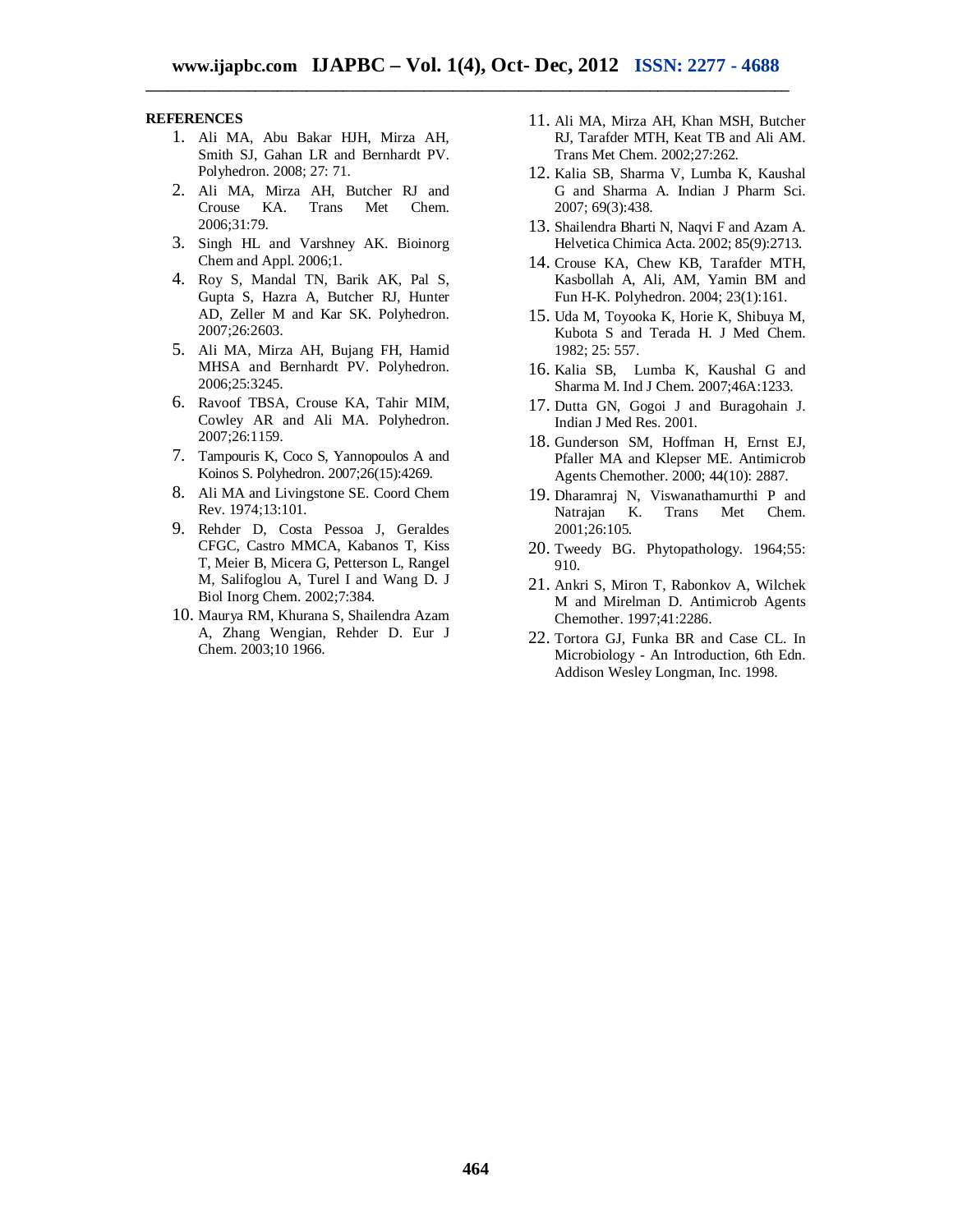## REFERENCES

1. Ali MA, Abu Bakar HJH, Mirza AH, Smith SJ, Gahan LR and Bernhardt PV. Polyhedron. 2008; 27: 71.
2. Ali MA, Mirza AH, Butcher RJ and Crouse KA. Trans Met Chem. 2006;31:79.
3. Singh HL and Varshney AK. Bioinorg Chem and Appl. 2006;1.
4. Roy S, Mandal TN, Barik AK, Pal S, Gupta S, Hazra A, Butcher RJ, Hunter AD, Zeller M and Kar SK. Polyhedron. 2007;26:2603.
5. Ali MA, Mirza AH, Bujang FH, Hamid MHSA and Bernhardt PV. Polyhedron. 2006;25:3245.
6. Ravoof TBSA, Crouse KA, Tahir MIM, Cowley AR and Ali MA. Polyhedron. 2007;26:1159.
7. Tampouris K, Coco S, Yannopoulos A and Koinos S. Polyhedron. 2007;26(15):4269.
8. Ali MA and Livingstone SE. Coord Chem Rev. 1974;13:101.
9. Rehder D, Costa Pessoa J, Geraldes CFGC, Castro MMCA, Kabanos T, Kiss T, Meier B, Micera G, Petterson L, Rangel M, Salifoglou A, Turel I and Wang D. J Biol Inorg Chem. 2002;7:384.
10. Maurya RM, Khurana S, Shailendra Azam A, Zhang Wengian, Rehder D. Eur J Chem. 2003;10 1966.
11. Ali MA, Mirza AH, Khan MSH, Butcher RJ, Tarafder MTH, Keat TB and Ali AM. Trans Met Chem. 2002;27:262.
12. Kalia SB, Sharma V, Lumba K, Kaushal G and Sharma A. Indian J Pharm Sci. 2007; 69(3):438.
13. Shailendra Bharti N, Naqvi F and Azam A. Helvetica Chimica Acta. 2002; 85(9):2713.
14. Crouse KA, Chew KB, Tarafder MTH, Kasbollah A, Ali, AM, Yamin BM and Fun H-K. Polyhedron. 2004; 23(1):161.
15. Uda M, Toyooka K, Horie K, Shibuya M, Kubota S and Terada H. J Med Chem. 1982; 25: 557.
16. Kalia SB, Lumba K, Kaushal G and Sharma M. Ind J Chem. 2007;46A:1233.
17. Dutta GN, Gogoi J and Buragohain J. Indian J Med Res. 2001.
18. Gunderson SM, Hoffman H, Ernst EJ, Pfaller MA and Klepser ME. Antimicrob Agents Chemother. 2000; 44(10): 2887.
19. Dharamraj N, Viswanathamurthi P and Natrajan K. Trans Met Chem. 2001;26:105.
20. Tweedy BG. Phytopathology. 1964;55: 910.
21. Ankri S, Miron T, Rabonkov A, Wilchek M and Mirelman D. Antimicrob Agents Chemother. 1997;41:2286.
22. Tortora GJ, Funka BR and Case CL. In Microbiology - An Introduction, 6th Edn. Addison Wesley Longman, Inc. 1998.